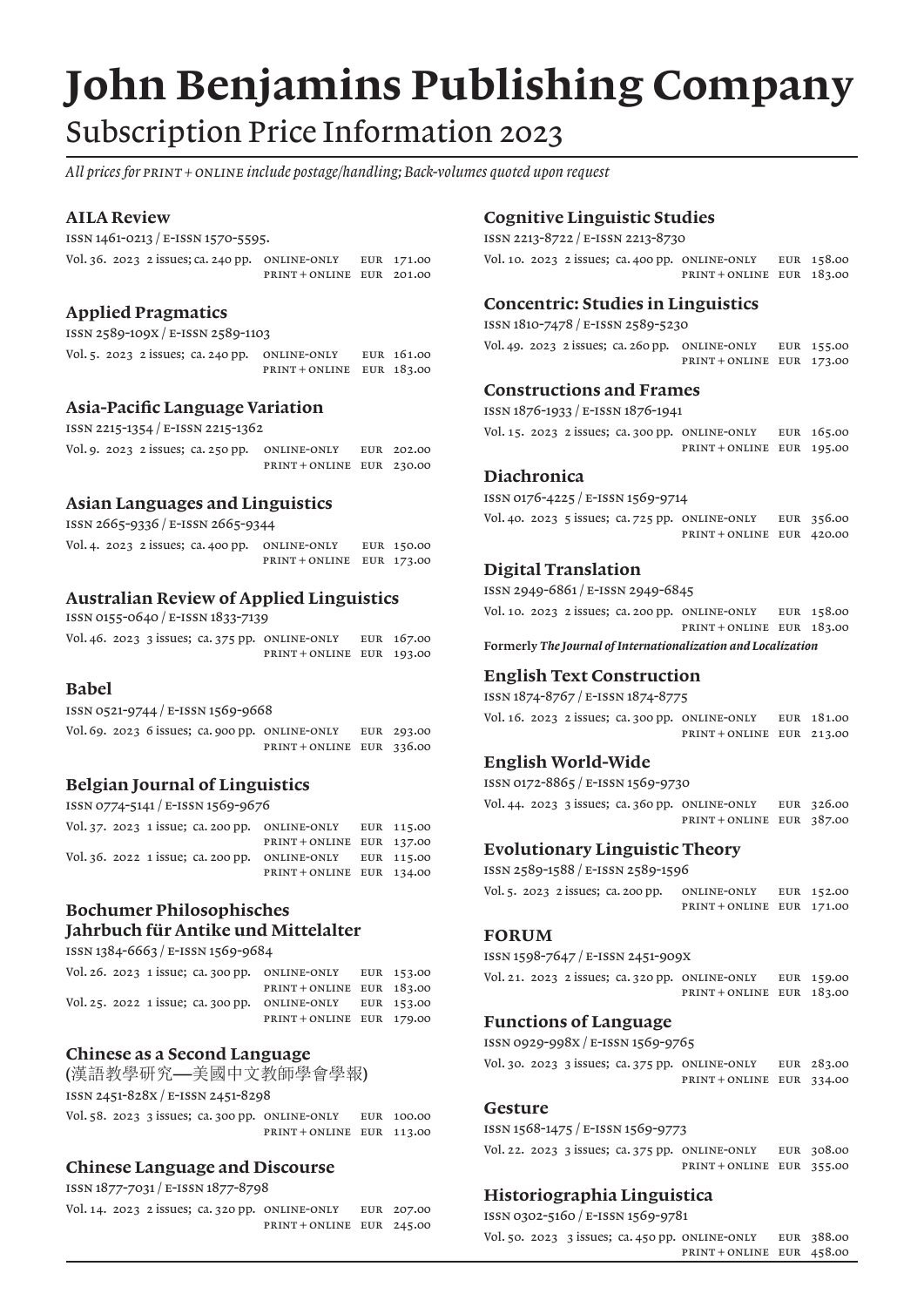# John Benjamins Publishing Company

## Subscription Price Information 2023

*All prices for PRINT + ONLINE include postage/handling; Back-volumes quoted upon request*

### AILA Review

ISSN 1461-0213 / E-ISSN 1570-5595.

| Vol. 36. 2023 2 issues; ca. 240 pp. | ONLINE-ONLY | EUR 171.00 |
|---|---|---|
| | PRINT + ONLINE | EUR 201.00 |

### Applied Pragmatics

ISSN 2589-109X / E-ISSN 2589-1103

| Vol. 5. 2023 2 issues; ca. 240 pp. | ONLINE-ONLY | EUR 161.00 |
|---|---|---|
| | PRINT + ONLINE | EUR 183.00 |

### Asia-Pacific Language Variation

ISSN 2215-1354 / E-ISSN 2215-1362

| Vol. 9. 2023 2 issues; ca. 250 pp. | ONLINE-ONLY | EUR 202.00 |
|---|---|---|
| | PRINT + ONLINE | EUR 230.00 |

### Asian Languages and Linguistics

ISSN 2665-9336 / E-ISSN 2665-9344

| Vol. 4. 2023 2 issues; ca. 400 pp. | ONLINE-ONLY | EUR 150.00 |
|---|---|---|
| | PRINT + ONLINE | EUR 173.00 |

### Australian Review of Applied Linguistics

ISSN 0155-0640 / E-ISSN 1833-7139

| Vol. 46. 2023 3 issues; ca. 375 pp. | ONLINE-ONLY | EUR 167.00 |
|---|---|---|
| | PRINT + ONLINE | EUR 193.00 |

### Babel

ISSN 0521-9744 / E-ISSN 1569-9668

| Vol. 69. 2023 6 issues; ca. 900 pp. | ONLINE-ONLY | EUR 293.00 |
|---|---|---|
| | PRINT + ONLINE | EUR 336.00 |

### Belgian Journal of Linguistics

ISSN 0774-5141 / E-ISSN 1569-9676

| Vol. 37. 2023 1 issue; ca. 200 pp. | ONLINE-ONLY | EUR 115.00 |
|---|---|---|
| | PRINT + ONLINE | EUR 137.00 |
| Vol. 36. 2022 1 issue; ca. 200 pp. | ONLINE-ONLY | EUR 115.00 |
| | PRINT + ONLINE | EUR 134.00 |

### Bochumer Philosophisches Jahrbuch für Antike und Mittelalter

ISSN 1384-6663 / E-ISSN 1569-9684

| Vol. 26. 2023 1 issue; ca. 300 pp. | ONLINE-ONLY | EUR 153.00 |
|---|---|---|
| | PRINT + ONLINE | EUR 183.00 |
| Vol. 25. 2022 1 issue; ca. 300 pp. | ONLINE-ONLY | EUR 153.00 |
| | PRINT + ONLINE | EUR 179.00 |

### Chinese as a Second Language

(漢語教學研究—美國中文教師學會學報)

ISSN 2451-828X / E-ISSN 2451-8298

| Vol. 58. 2023 3 issues; ca. 300 pp. | ONLINE-ONLY | EUR 100.00 |
|---|---|---|
| | PRINT + ONLINE | EUR 113.00 |

### Chinese Language and Discourse

ISSN 1877-7031 / E-ISSN 1877-8798

| Vol. 14. 2023 2 issues; ca. 320 pp. | ONLINE-ONLY | EUR 207.00 |
|---|---|---|
| | PRINT + ONLINE | EUR 245.00 |

### Cognitive Linguistic Studies

ISSN 2213-8722 / E-ISSN 2213-8730

| Vol. 10. 2023 2 issues; ca. 400 pp. | ONLINE-ONLY | EUR 158.00 |
|---|---|---|
| | PRINT + ONLINE | EUR 183.00 |

### Concentric: Studies in Linguistics

ISSN 1810-7478 / E-ISSN 2589-5230

| Vol. 49. 2023 2 issues; ca. 260 pp. | ONLINE-ONLY | EUR 155.00 |
|---|---|---|
| | PRINT + ONLINE | EUR 173.00 |

### Constructions and Frames

ISSN 1876-1933 / E-ISSN 1876-1941

| Vol. 15. 2023 2 issues; ca. 300 pp. | ONLINE-ONLY | EUR 165.00 |
|---|---|---|
| | PRINT + ONLINE | EUR 195.00 |

### Diachronica

ISSN 0176-4225 / E-ISSN 1569-9714

| Vol. 40. 2023 5 issues; ca. 725 pp. | ONLINE-ONLY | EUR 356.00 |
|---|---|---|
| | PRINT + ONLINE | EUR 420.00 |

### Digital Translation

ISSN 2949-6861 / E-ISSN 2949-6845

| Vol. 10. 2023 2 issues; ca. 200 pp. | ONLINE-ONLY | EUR 158.00 |
|---|---|---|
| | PRINT + ONLINE | EUR 183.00 |

**Formerly *The Journal of Internationalization and Localization***

### English Text Construction

ISSN 1874-8767 / E-ISSN 1874-8775

| Vol. 16. 2023 2 issues; ca. 300 pp. | ONLINE-ONLY | EUR 181.00 |
|---|---|---|
| | PRINT + ONLINE | EUR 213.00 |

### English World-Wide

ISSN 0172-8865 / E-ISSN 1569-9730

| Vol. 44. 2023 3 issues; ca. 360 pp. | ONLINE-ONLY | EUR 326.00 |
|---|---|---|
| | PRINT + ONLINE | EUR 387.00 |

### Evolutionary Linguistic Theory

ISSN 2589-1588 / E-ISSN 2589-1596

| Vol. 5. 2023 2 issues; ca. 200 pp. | ONLINE-ONLY | EUR 152.00 |
|---|---|---|
| | PRINT + ONLINE | EUR 171.00 |

### FORUM

ISSN 1598-7647 / E-ISSN 2451-909X

| Vol. 21. 2023 2 issues; ca. 320 pp. | ONLINE-ONLY | EUR 159.00 |
|---|---|---|
| | PRINT + ONLINE | EUR 183.00 |

### Functions of Language

ISSN 0929-998X / E-ISSN 1569-9765

| Vol. 30. 2023 3 issues; ca. 375 pp. | ONLINE-ONLY | EUR 283.00 |
|---|---|---|
| | PRINT + ONLINE | EUR 334.00 |

### Gesture

ISSN 1568-1475 / E-ISSN 1569-9773

| Vol. 22. 2023 3 issues; ca. 375 pp. | ONLINE-ONLY | EUR 308.00 |
|---|---|---|
| | PRINT + ONLINE | EUR 355.00 |

### Historiographia Linguistica

ISSN 0302-5160 / E-ISSN 1569-9781

| Vol. 50. 2023 3 issues; ca. 450 pp. | ONLINE-ONLY | EUR 388.00 |
|---|---|---|
| | PRINT + ONLINE | EUR 458.00 |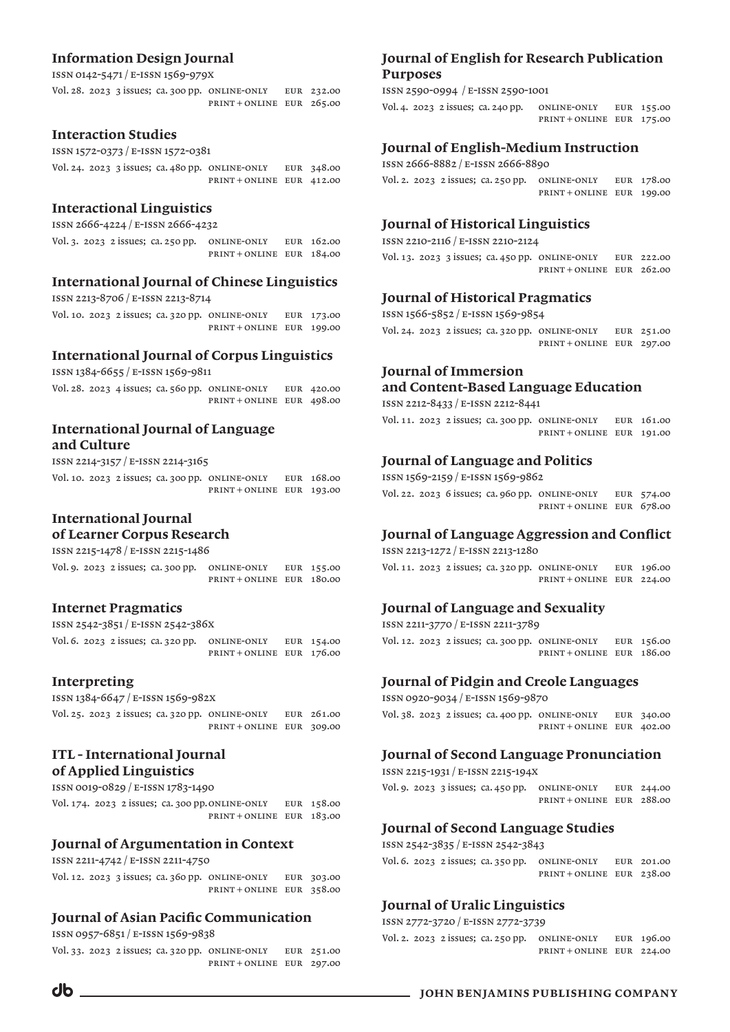### Information Design Journal

ISSN 0142-5471 / E-ISSN 1569-979X

Vol. 28. 2023 3 issues; ca. 300 pp. ONLINE-ONLY EUR 232.00
PRINT + ONLINE EUR 265.00

### Interaction Studies

ISSN 1572-0373 / E-ISSN 1572-0381

Vol. 24. 2023 3 issues; ca. 480 pp. ONLINE-ONLY EUR 348.00
PRINT + ONLINE EUR 412.00

### Interactional Linguistics

ISSN 2666-4224 / E-ISSN 2666-4232

Vol. 3. 2023 2 issues; ca. 250 pp. ONLINE-ONLY EUR 162.00
PRINT + ONLINE EUR 184.00

### International Journal of Chinese Linguistics

ISSN 2213-8706 / E-ISSN 2213-8714

Vol. 10. 2023 2 issues; ca. 320 pp. ONLINE-ONLY EUR 173.00
PRINT + ONLINE EUR 199.00

### International Journal of Corpus Linguistics

ISSN 1384-6655 / E-ISSN 1569-9811

Vol. 28. 2023 4 issues; ca. 560 pp. ONLINE-ONLY EUR 420.00
PRINT + ONLINE EUR 498.00

### International Journal of Language and Culture

ISSN 2214-3157 / E-ISSN 2214-3165

Vol. 10. 2023 2 issues; ca. 300 pp. ONLINE-ONLY EUR 168.00
PRINT + ONLINE EUR 193.00

### International Journal of Learner Corpus Research

ISSN 2215-1478 / E-ISSN 2215-1486

Vol. 9. 2023 2 issues; ca. 300 pp. ONLINE-ONLY EUR 155.00
PRINT + ONLINE EUR 180.00

### Internet Pragmatics

ISSN 2542-3851 / E-ISSN 2542-386X

Vol. 6. 2023 2 issues; ca. 320 pp. ONLINE-ONLY EUR 154.00
PRINT + ONLINE EUR 176.00

### Interpreting

ISSN 1384-6647 / E-ISSN 1569-982X

Vol. 25. 2023 2 issues; ca. 320 pp. ONLINE-ONLY EUR 261.00
PRINT + ONLINE EUR 309.00

### ITL - International Journal of Applied Linguistics

ISSN 0019-0829 / E-ISSN 1783-1490

Vol. 174. 2023 2 issues; ca. 300 pp. ONLINE-ONLY EUR 158.00
PRINT + ONLINE EUR 183.00

### Journal of Argumentation in Context

ISSN 2211-4742 / E-ISSN 2211-4750

Vol. 12. 2023 3 issues; ca. 360 pp. ONLINE-ONLY EUR 303.00
PRINT + ONLINE EUR 358.00

### Journal of Asian Pacific Communication

ISSN 0957-6851 / E-ISSN 1569-9838

Vol. 33. 2023 2 issues; ca. 320 pp. ONLINE-ONLY EUR 251.00
PRINT + ONLINE EUR 297.00

### Journal of English for Research Publication Purposes

ISSN 2590-0994 / E-ISSN 2590-1001

Vol. 4. 2023 2 issues; ca. 240 pp. ONLINE-ONLY EUR 155.00
PRINT + ONLINE EUR 175.00

### Journal of English-Medium Instruction

ISSN 2666-8882 / E-ISSN 2666-8890

Vol. 2. 2023 2 issues; ca. 250 pp. ONLINE-ONLY EUR 178.00
PRINT + ONLINE EUR 199.00

### Journal of Historical Linguistics

ISSN 2210-2116 / E-ISSN 2210-2124

Vol. 13. 2023 3 issues; ca. 450 pp. ONLINE-ONLY EUR 222.00
PRINT + ONLINE EUR 262.00

### Journal of Historical Pragmatics

ISSN 1566-5852 / E-ISSN 1569-9854

Vol. 24. 2023 2 issues; ca. 320 pp. ONLINE-ONLY EUR 251.00
PRINT + ONLINE EUR 297.00

### Journal of Immersion and Content-Based Language Education

ISSN 2212-8433 / E-ISSN 2212-8441

Vol. 11. 2023 2 issues; ca. 300 pp. ONLINE-ONLY EUR 161.00
PRINT + ONLINE EUR 191.00

### Journal of Language and Politics

ISSN 1569-2159 / E-ISSN 1569-9862

Vol. 22. 2023 6 issues; ca. 960 pp. ONLINE-ONLY EUR 574.00
PRINT + ONLINE EUR 678.00

### Journal of Language Aggression and Conflict

ISSN 2213-1272 / E-ISSN 2213-1280

Vol. 11. 2023 2 issues; ca. 320 pp. ONLINE-ONLY EUR 196.00
PRINT + ONLINE EUR 224.00

### Journal of Language and Sexuality

ISSN 2211-3770 / E-ISSN 2211-3789

Vol. 12. 2023 2 issues; ca. 300 pp. ONLINE-ONLY EUR 156.00
PRINT + ONLINE EUR 186.00

### Journal of Pidgin and Creole Languages

ISSN 0920-9034 / E-ISSN 1569-9870

Vol. 38. 2023 2 issues; ca. 400 pp. ONLINE-ONLY EUR 340.00
PRINT + ONLINE EUR 402.00

### Journal of Second Language Pronunciation

ISSN 2215-1931 / E-ISSN 2215-194X

Vol. 9. 2023 3 issues; ca. 450 pp. ONLINE-ONLY EUR 244.00
PRINT + ONLINE EUR 288.00

### Journal of Second Language Studies

ISSN 2542-3835 / E-ISSN 2542-3843

Vol. 6. 2023 2 issues; ca. 350 pp. ONLINE-ONLY EUR 201.00
PRINT + ONLINE EUR 238.00

### Journal of Uralic Linguistics

ISSN 2772-3720 / E-ISSN 2772-3739

Vol. 2. 2023 2 issues; ca. 250 pp. ONLINE-ONLY EUR 196.00
PRINT + ONLINE EUR 224.00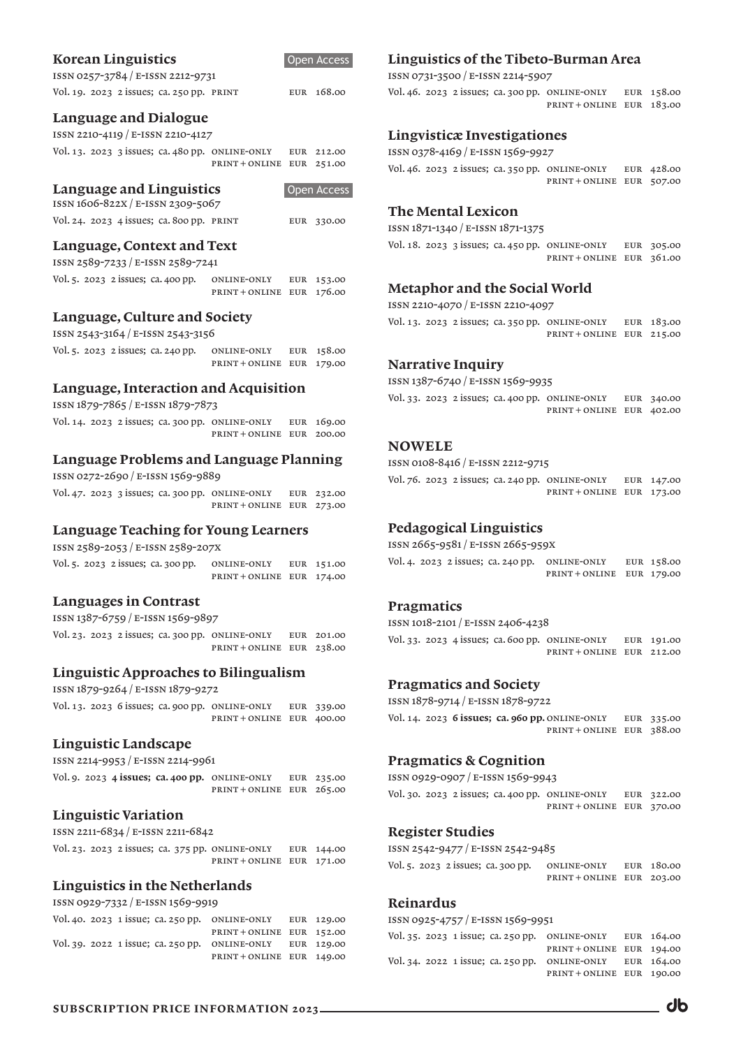## Korean Linguistics

Open Access

ISSN 0257-3784 / E-ISSN 2212-9731

Vol. 19. 2023 2 issues; ca. 250 pp. PRINT EUR 168.00

## Language and Dialogue

ISSN 2210-4119 / E-ISSN 2210-4127

Vol. 13. 2023 3 issues; ca. 480 pp. ONLINE-ONLY EUR 212.00
PRINT + ONLINE EUR 251.00

## Language and Linguistics

Open Access

ISSN 1606-822X / E-ISSN 2309-5067

Vol. 24. 2023 4 issues; ca. 800 pp. PRINT EUR 330.00

## Language, Context and Text

ISSN 2589-7233 / E-ISSN 2589-7241

Vol. 5. 2023 2 issues; ca. 400 pp. ONLINE-ONLY EUR 153.00
PRINT + ONLINE EUR 176.00

## Language, Culture and Society

ISSN 2543-3164 / E-ISSN 2543-3156

Vol. 5. 2023 2 issues; ca. 240 pp. ONLINE-ONLY EUR 158.00
PRINT + ONLINE EUR 179.00

## Language, Interaction and Acquisition

ISSN 1879-7865 / E-ISSN 1879-7873

Vol. 14. 2023 2 issues; ca. 300 pp. ONLINE-ONLY EUR 169.00
PRINT + ONLINE EUR 200.00

## Language Problems and Language Planning

ISSN 0272-2690 / E-ISSN 1569-9889

Vol. 47. 2023 3 issues; ca. 300 pp. ONLINE-ONLY EUR 232.00
PRINT + ONLINE EUR 273.00

## Language Teaching for Young Learners

ISSN 2589-2053 / E-ISSN 2589-207X

Vol. 5. 2023 2 issues; ca. 300 pp. ONLINE-ONLY EUR 151.00
PRINT + ONLINE EUR 174.00

## Languages in Contrast

ISSN 1387-6759 / E-ISSN 1569-9897

Vol. 23. 2023 2 issues; ca. 300 pp. ONLINE-ONLY EUR 201.00
PRINT + ONLINE EUR 238.00

## Linguistic Approaches to Bilingualism

ISSN 1879-9264 / E-ISSN 1879-9272

Vol. 13. 2023 6 issues; ca. 900 pp. ONLINE-ONLY EUR 339.00
PRINT + ONLINE EUR 400.00

## Linguistic Landscape

ISSN 2214-9953 / E-ISSN 2214-9961

Vol. 9. 2023 **4 issues; ca. 400 pp.** ONLINE-ONLY EUR 235.00
PRINT + ONLINE EUR 265.00

## Linguistic Variation

ISSN 2211-6834 / E-ISSN 2211-6842

Vol. 23. 2023 2 issues; ca. 375 pp. ONLINE-ONLY EUR 144.00
PRINT + ONLINE EUR 171.00

## Linguistics in the Netherlands

ISSN 0929-7332 / E-ISSN 1569-9919

Vol. 40. 2023 1 issue; ca. 250 pp. ONLINE-ONLY EUR 129.00
PRINT + ONLINE EUR 152.00
Vol. 39. 2022 1 issue; ca. 250 pp. ONLINE-ONLY EUR 129.00
PRINT + ONLINE EUR 149.00

## Linguistics of the Tibeto-Burman Area

ISSN 0731-3500 / E-ISSN 2214-5907

Vol. 46. 2023 2 issues; ca. 300 pp. ONLINE-ONLY EUR 158.00
PRINT + ONLINE EUR 183.00

## Lingvisticæ Investigationes

ISSN 0378-4169 / E-ISSN 1569-9927

Vol. 46. 2023 2 issues; ca. 350 pp. ONLINE-ONLY EUR 428.00
PRINT + ONLINE EUR 507.00

## The Mental Lexicon

ISSN 1871-1340 / E-ISSN 1871-1375

Vol. 18. 2023 3 issues; ca. 450 pp. ONLINE-ONLY EUR 305.00
PRINT + ONLINE EUR 361.00

## Metaphor and the Social World

ISSN 2210-4070 / E-ISSN 2210-4097

Vol. 13. 2023 2 issues; ca. 350 pp. ONLINE-ONLY EUR 183.00
PRINT + ONLINE EUR 215.00

## Narrative Inquiry

ISSN 1387-6740 / E-ISSN 1569-9935

Vol. 33. 2023 2 issues; ca. 400 pp. ONLINE-ONLY EUR 340.00
PRINT + ONLINE EUR 402.00

## NOWELE

ISSN 0108-8416 / E-ISSN 2212-9715

Vol. 76. 2023 2 issues; ca. 240 pp. ONLINE-ONLY EUR 147.00
PRINT + ONLINE EUR 173.00

## Pedagogical Linguistics

ISSN 2665-9581 / E-ISSN 2665-959X

Vol. 4. 2023 2 issues; ca. 240 pp. ONLINE-ONLY EUR 158.00
PRINT + ONLINE EUR 179.00

## Pragmatics

ISSN 1018-2101 / E-ISSN 2406-4238

Vol. 33. 2023 4 issues; ca. 600 pp. ONLINE-ONLY EUR 191.00
PRINT + ONLINE EUR 212.00

## Pragmatics and Society

ISSN 1878-9714 / E-ISSN 1878-9722

Vol. 14. 2023 **6 issues; ca. 960 pp.** ONLINE-ONLY EUR 335.00
PRINT + ONLINE EUR 388.00

## Pragmatics & Cognition

ISSN 0929-0907 / E-ISSN 1569-9943

Vol. 30. 2023 2 issues; ca. 400 pp. ONLINE-ONLY EUR 322.00
PRINT + ONLINE EUR 370.00

## Register Studies

ISSN 2542-9477 / E-ISSN 2542-9485

Vol. 5. 2023 2 issues; ca. 300 pp. ONLINE-ONLY EUR 180.00
PRINT + ONLINE EUR 203.00

## Reinardus

ISSN 0925-4757 / E-ISSN 1569-9951

Vol. 35. 2023 1 issue; ca. 250 pp. ONLINE-ONLY EUR 164.00
PRINT + ONLINE EUR 194.00
Vol. 34. 2022 1 issue; ca. 250 pp. ONLINE-ONLY EUR 164.00
PRINT + ONLINE EUR 190.00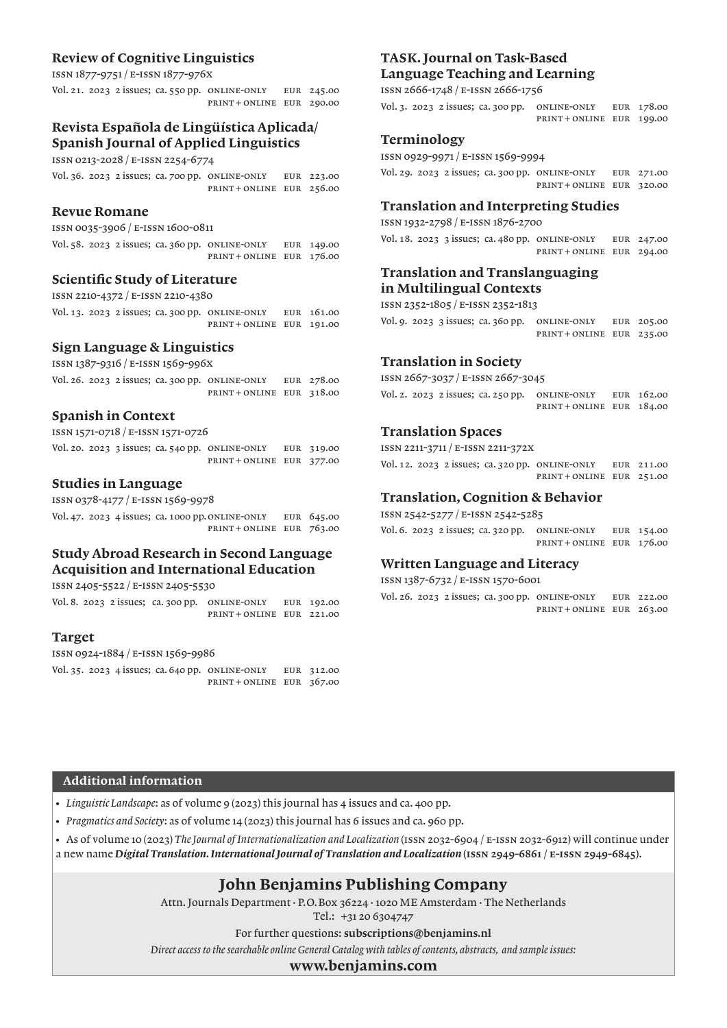### Review of Cognitive Linguistics

ISSN 1877-9751 / E-ISSN 1877-976X

Vol. 21. 2023 2 issues; ca. 550 pp. ONLINE-ONLY EUR 245.00
PRINT + ONLINE EUR 290.00

### Revista Española de Lingüística Aplicada/ Spanish Journal of Applied Linguistics

ISSN 0213-2028 / E-ISSN 2254-6774

Vol. 36. 2023 2 issues; ca. 700 pp. ONLINE-ONLY EUR 223.00
PRINT + ONLINE EUR 256.00

### Revue Romane

ISSN 0035-3906 / E-ISSN 1600-0811

Vol. 58. 2023 2 issues; ca. 360 pp. ONLINE-ONLY EUR 149.00
PRINT + ONLINE EUR 176.00

### Scientific Study of Literature

ISSN 2210-4372 / E-ISSN 2210-4380

Vol. 13. 2023 2 issues; ca. 300 pp. ONLINE-ONLY EUR 161.00
PRINT + ONLINE EUR 191.00

### Sign Language & Linguistics

ISSN 1387-9316 / E-ISSN 1569-996X

Vol. 26. 2023 2 issues; ca. 300 pp. ONLINE-ONLY EUR 278.00
PRINT + ONLINE EUR 318.00

### Spanish in Context

ISSN 1571-0718 / E-ISSN 1571-0726

Vol. 20. 2023 3 issues; ca. 540 pp. ONLINE-ONLY EUR 319.00
PRINT + ONLINE EUR 377.00

### Studies in Language

ISSN 0378-4177 / E-ISSN 1569-9978

Vol. 47. 2023 4 issues; ca. 1000 pp. ONLINE-ONLY EUR 645.00
PRINT + ONLINE EUR 763.00

### Study Abroad Research in Second Language Acquisition and International Education

ISSN 2405-5522 / E-ISSN 2405-5530

Vol. 8. 2023 2 issues; ca. 300 pp. ONLINE-ONLY EUR 192.00
PRINT + ONLINE EUR 221.00

### Target

ISSN 0924-1884 / E-ISSN 1569-9986

Vol. 35. 2023 4 issues; ca. 640 pp. ONLINE-ONLY EUR 312.00
PRINT + ONLINE EUR 367.00

### TASK. Journal on Task-Based Language Teaching and Learning

ISSN 2666-1748 / E-ISSN 2666-1756

Vol. 3. 2023 2 issues; ca. 300 pp. ONLINE-ONLY EUR 178.00
PRINT + ONLINE EUR 199.00

### Terminology

ISSN 0929-9971 / E-ISSN 1569-9994

Vol. 29. 2023 2 issues; ca. 300 pp. ONLINE-ONLY EUR 271.00
PRINT + ONLINE EUR 320.00

### Translation and Interpreting Studies

ISSN 1932-2798 / E-ISSN 1876-2700

Vol. 18. 2023 3 issues; ca. 480 pp. ONLINE-ONLY EUR 247.00
PRINT + ONLINE EUR 294.00

### Translation and Translanguaging in Multilingual Contexts

ISSN 2352-1805 / E-ISSN 2352-1813

Vol. 9. 2023 3 issues; ca. 360 pp. ONLINE-ONLY EUR 205.00
PRINT + ONLINE EUR 235.00

### Translation in Society

ISSN 2667-3037 / E-ISSN 2667-3045

Vol. 2. 2023 2 issues; ca. 250 pp. ONLINE-ONLY EUR 162.00
PRINT + ONLINE EUR 184.00

### Translation Spaces

ISSN 2211-3711 / E-ISSN 2211-372X

Vol. 12. 2023 2 issues; ca. 320 pp. ONLINE-ONLY EUR 211.00
PRINT + ONLINE EUR 251.00

### Translation, Cognition & Behavior

ISSN 2542-5277 / E-ISSN 2542-5285

Vol. 6. 2023 2 issues; ca. 320 pp. ONLINE-ONLY EUR 154.00
PRINT + ONLINE EUR 176.00

### Written Language and Literacy

ISSN 1387-6732 / E-ISSN 1570-6001

Vol. 26. 2023 2 issues; ca. 300 pp. ONLINE-ONLY EUR 222.00
PRINT + ONLINE EUR 263.00

### Additional information

- *Linguistic Landscape*: as of volume 9 (2023) this journal has 4 issues and ca. 400 pp.
- *Pragmatics and Society*: as of volume 14 (2023) this journal has 6 issues and ca. 960 pp.
- As of volume 10 (2023) *The Journal of Internationalization and Localization* (ISSN 2032-6904 / E-ISSN 2032-6912) will continue under a new name ***Digital Translation. International Journal of Translation and Localization*** **(ISSN 2949-6861 / E-ISSN 2949-6845)**.

## John Benjamins Publishing Company

Attn. Journals Department · P.O. Box 36224 · 1020 ME Amsterdam · The Netherlands

Tel.: +31 20 6304747

For further questions: **subscriptions@benjamins.nl**

*Direct access to the searchable online General Catalog with tables of contents, abstracts, and sample issues:*

**www.benjamins.com**